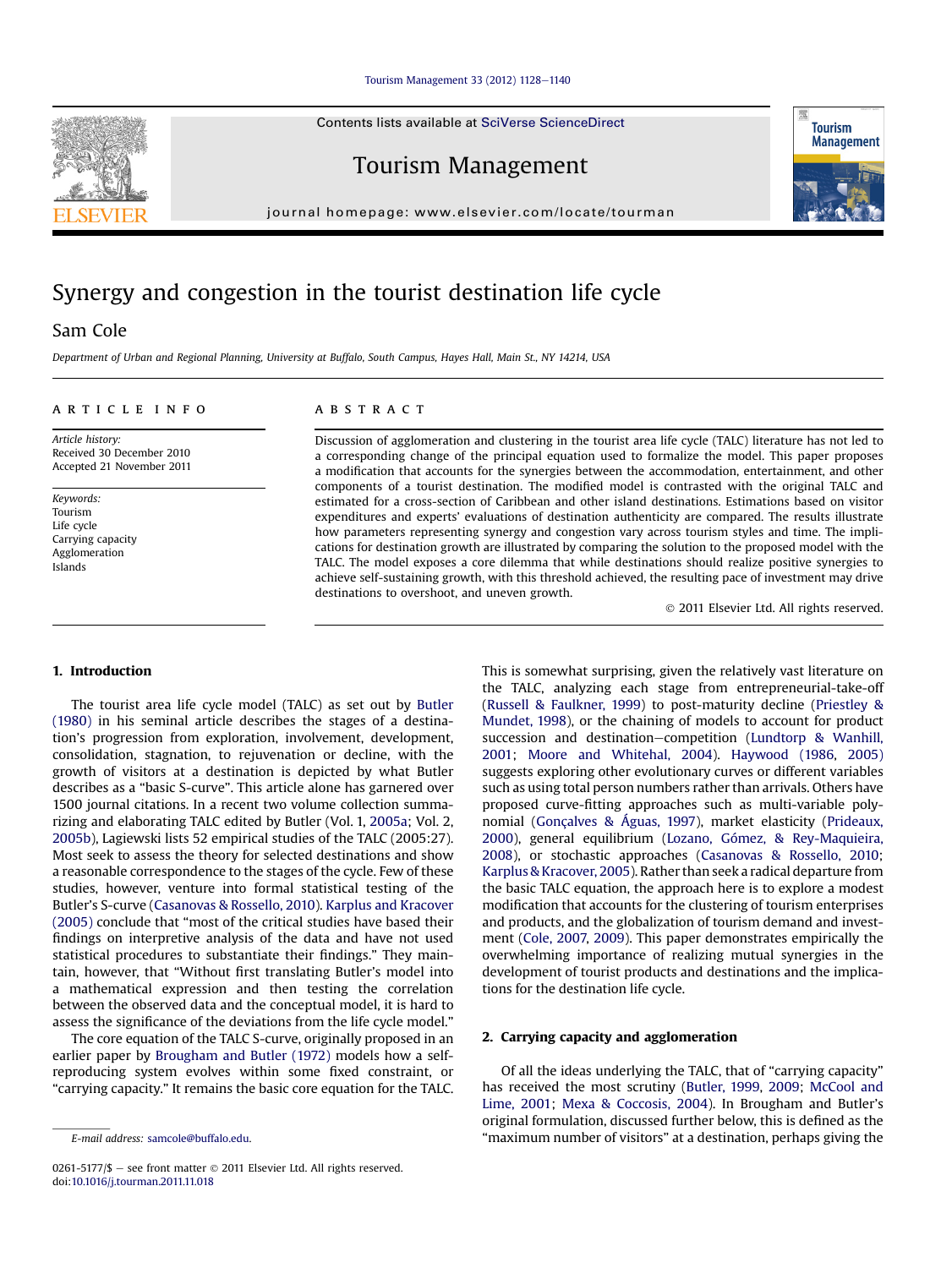# Synergy and congestion in the tourist destination life cycle

Sam Cole

*Department of Urban and Regional Planning, University at Buffalo, South Campus, Hayes Hall, Main St., NY 14214, USA*

## ARTICLE INFO

*Article history:*
Received 30 December 2010
Accepted 21 November 2011

*Keywords:*
Tourism
Life cycle
Carrying capacity
Agglomeration
Islands

## ABSTRACT

Discussion of agglomeration and clustering in the tourist area life cycle (TALC) literature has not led to a corresponding change of the principal equation used to formalize the model. This paper proposes a modification that accounts for the synergies between the accommodation, entertainment, and other components of a tourist destination. The modified model is contrasted with the original TALC and estimated for a cross-section of Caribbean and other island destinations. Estimations based on visitor expenditures and experts' evaluations of destination authenticity are compared. The results illustrate how parameters representing synergy and congestion vary across tourism styles and time. The implications for destination growth are illustrated by comparing the solution to the proposed model with the TALC. The model exposes a core dilemma that while destinations should realize positive synergies to achieve self-sustaining growth, with this threshold achieved, the resulting pace of investment may drive destinations to overshoot, and uneven growth.

© 2011 Elsevier Ltd. All rights reserved.

## 1. Introduction

The tourist area life cycle model (TALC) as set out by Butler (1980) in his seminal article describes the stages of a destination's progression from exploration, involvement, development, consolidation, stagnation, to rejuvenation or decline, with the growth of visitors at a destination is depicted by what Butler describes as a "basic S-curve". This article alone has garnered over 1500 journal citations. In a recent two volume collection summarizing and elaborating TALC edited by Butler (Vol. 1, 2005a; Vol. 2, 2005b), Lagiewski lists 52 empirical studies of the TALC (2005:27). Most seek to assess the theory for selected destinations and show a reasonable correspondence to the stages of the cycle. Few of these studies, however, venture into formal statistical testing of the Butler's S-curve (Casanovas & Rossello, 2010). Karplus and Kracover (2005) conclude that "most of the critical studies have based their findings on interpretive analysis of the data and have not used statistical procedures to substantiate their findings." They maintain, however, that "Without first translating Butler's model into a mathematical expression and then testing the correlation between the observed data and the conceptual model, it is hard to assess the significance of the deviations from the life cycle model."

The core equation of the TALC S-curve, originally proposed in an earlier paper by Brougham and Butler (1972) models how a self-reproducing system evolves within some fixed constraint, or "carrying capacity." It remains the basic core equation for the TALC. This is somewhat surprising, given the relatively vast literature on the TALC, analyzing each stage from entrepreneurial-take-off (Russell & Faulkner, 1999) to post-maturity decline (Priestley & Mundet, 1998), or the chaining of models to account for product succession and destination–competition (Lundtorp & Wanhill, 2001; Moore and Whitehal, 2004). Haywood (1986, 2005) suggests exploring other evolutionary curves or different variables such as using total person numbers rather than arrivals. Others have proposed curve-fitting approaches such as multi-variable polynomial (Gonçalves & Águas, 1997), market elasticity (Prideaux, 2000), general equilibrium (Lozano, Gómez, & Rey-Maquieira, 2008), or stochastic approaches (Casanovas & Rossello, 2010; Karplus & Kracover, 2005). Rather than seek a radical departure from the basic TALC equation, the approach here is to explore a modest modification that accounts for the clustering of tourism enterprises and products, and the globalization of tourism demand and investment (Cole, 2007, 2009). This paper demonstrates empirically the overwhelming importance of realizing mutual synergies in the development of tourist products and destinations and the implications for the destination life cycle.

## 2. Carrying capacity and agglomeration

Of all the ideas underlying the TALC, that of "carrying capacity" has received the most scrutiny (Butler, 1999, 2009; McCool and Lime, 2001; Mexa & Coccosis, 2004). In Brougham and Butler's original formulation, discussed further below, this is defined as the "maximum number of visitors" at a destination, perhaps giving the

E-mail address: samcole@buffalo.edu.

0261-5177/$ – see front matter © 2011 Elsevier Ltd. All rights reserved.
doi:10.1016/j.tourman.2011.11.018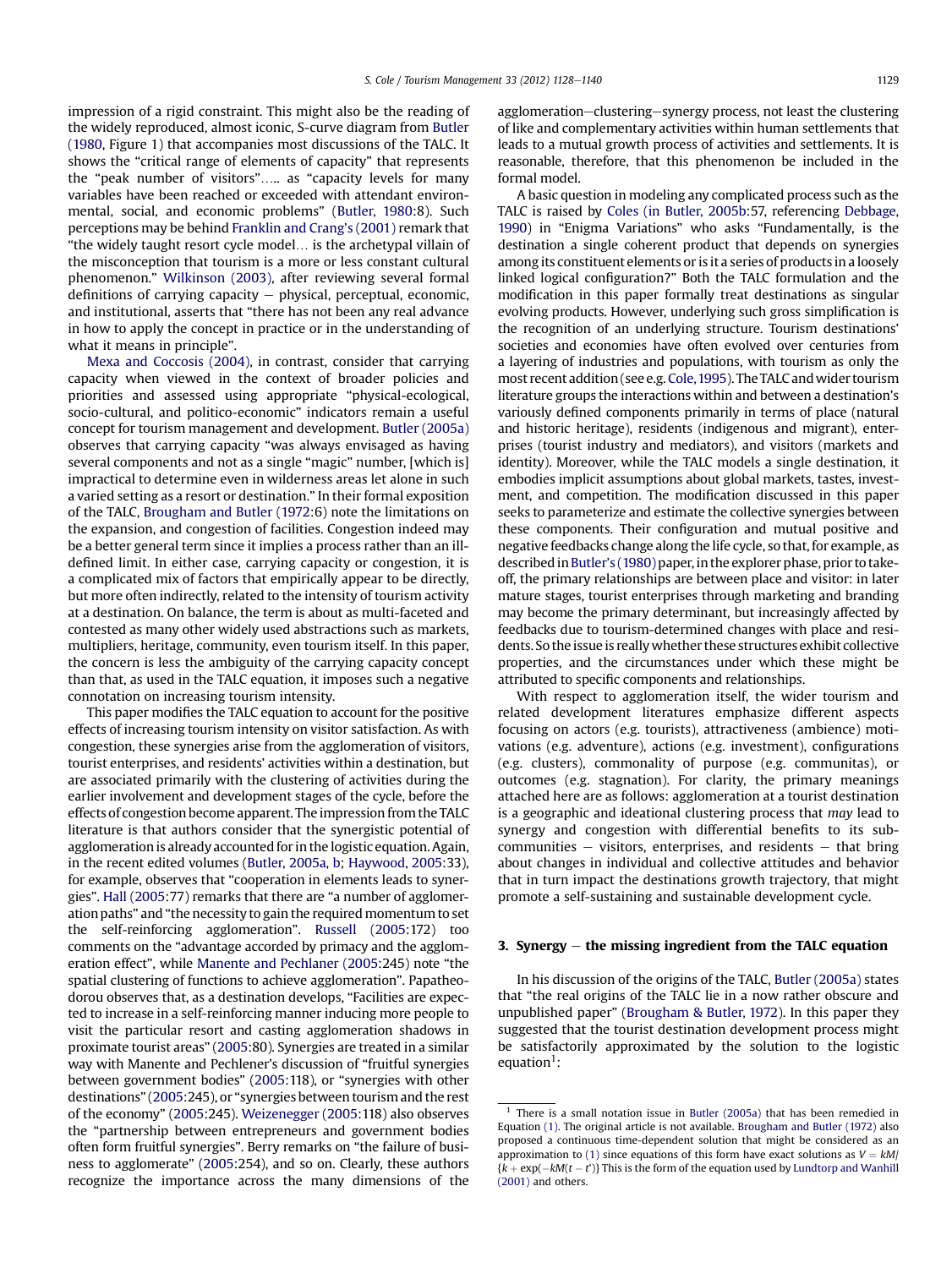impression of a rigid constraint. This might also be the reading of the widely reproduced, almost iconic, S-curve diagram from Butler (1980, Figure 1) that accompanies most discussions of the TALC. It shows the "critical range of elements of capacity" that represents the "peak number of visitors"….. as "capacity levels for many variables have been reached or exceeded with attendant environmental, social, and economic problems" (Butler, 1980:8). Such perceptions may be behind Franklin and Crang's (2001) remark that "the widely taught resort cycle model… is the archetypal villain of the misconception that tourism is a more or less constant cultural phenomenon." Wilkinson (2003), after reviewing several formal definitions of carrying capacity – physical, perceptual, economic, and institutional, asserts that "there has not been any real advance in how to apply the concept in practice or in the understanding of what it means in principle".

Mexa and Coccosis (2004), in contrast, consider that carrying capacity when viewed in the context of broader policies and priorities and assessed using appropriate "physical-ecological, socio-cultural, and politico-economic" indicators remain a useful concept for tourism management and development. Butler (2005a) observes that carrying capacity "was always envisaged as having several components and not as a single "magic" number, [which is] impractical to determine even in wilderness areas let alone in such a varied setting as a resort or destination." In their formal exposition of the TALC, Brougham and Butler (1972:6) note the limitations on the expansion, and congestion of facilities. Congestion indeed may be a better general term since it implies a process rather than an ill-defined limit. In either case, carrying capacity or congestion, it is a complicated mix of factors that empirically appear to be directly, but more often indirectly, related to the intensity of tourism activity at a destination. On balance, the term is about as multi-faceted and contested as many other widely used abstractions such as markets, multipliers, heritage, community, even tourism itself. In this paper, the concern is less the ambiguity of the carrying capacity concept than that, as used in the TALC equation, it imposes such a negative connotation on increasing tourism intensity.

This paper modifies the TALC equation to account for the positive effects of increasing tourism intensity on visitor satisfaction. As with congestion, these synergies arise from the agglomeration of visitors, tourist enterprises, and residents' activities within a destination, but are associated primarily with the clustering of activities during the earlier involvement and development stages of the cycle, before the effects of congestion become apparent. The impression from the TALC literature is that authors consider that the synergistic potential of agglomeration is already accounted for in the logistic equation. Again, in the recent edited volumes (Butler, 2005a, b; Haywood, 2005:33), for example, observes that "cooperation in elements leads to synergies". Hall (2005:77) remarks that there are "a number of agglomeration paths" and "the necessity to gain the required momentum to set the self-reinforcing agglomeration". Russell (2005:172) too comments on the "advantage accorded by primacy and the agglomeration effect", while Manente and Pechlaner (2005:245) note "the spatial clustering of functions to achieve agglomeration". Papatheodorou observes that, as a destination develops, "Facilities are expected to increase in a self-reinforcing manner inducing more people to visit the particular resort and casting agglomeration shadows in proximate tourist areas" (2005:80). Synergies are treated in a similar way with Manente and Pechlener's discussion of "fruitful synergies between government bodies" (2005:118), or "synergies with other destinations" (2005:245), or "synergies between tourism and the rest of the economy" (2005:245). Weizenegger (2005:118) also observes the "partnership between entrepreneurs and government bodies often form fruitful synergies". Berry remarks on "the failure of business to agglomerate" (2005:254), and so on. Clearly, these authors recognize the importance across the many dimensions of the agglomeration–clustering–synergy process, not least the clustering of like and complementary activities within human settlements that leads to a mutual growth process of activities and settlements. It is reasonable, therefore, that this phenomenon be included in the formal model.

A basic question in modeling any complicated process such as the TALC is raised by Coles (in Butler, 2005b:57, referencing Debbage, 1990) in "Enigma Variations" who asks "Fundamentally, is the destination a single coherent product that depends on synergies among its constituent elements or is it a series of products in a loosely linked logical configuration?" Both the TALC formulation and the modification in this paper formally treat destinations as singular evolving products. However, underlying such gross simplification is the recognition of an underlying structure. Tourism destinations' societies and economies have often evolved over centuries from a layering of industries and populations, with tourism as only the most recent addition (see e.g. Cole, 1995). The TALC and wider tourism literature groups the interactions within and between a destination's variously defined components primarily in terms of place (natural and historic heritage), residents (indigenous and migrant), enterprises (tourist industry and mediators), and visitors (markets and identity). Moreover, while the TALC models a single destination, it embodies implicit assumptions about global markets, tastes, investment, and competition. The modification discussed in this paper seeks to parameterize and estimate the collective synergies between these components. Their configuration and mutual positive and negative feedbacks change along the life cycle, so that, for example, as described in Butler's (1980) paper, in the explorer phase, prior to take-off, the primary relationships are between place and visitor: in later mature stages, tourist enterprises through marketing and branding may become the primary determinant, but increasingly affected by feedbacks due to tourism-determined changes with place and residents. So the issue is really whether these structures exhibit collective properties, and the circumstances under which these might be attributed to specific components and relationships.

With respect to agglomeration itself, the wider tourism and related development literatures emphasize different aspects focusing on actors (e.g. tourists), attractiveness (ambience) motivations (e.g. adventure), actions (e.g. investment), configurations (e.g. clusters), commonality of purpose (e.g. communitas), or outcomes (e.g. stagnation). For clarity, the primary meanings attached here are as follows: agglomeration at a tourist destination is a geographic and ideational clustering process that *may* lead to synergy and congestion with differential benefits to its sub-communities – visitors, enterprises, and residents – that bring about changes in individual and collective attitudes and behavior that in turn impact the destinations growth trajectory, that might promote a self-sustaining and sustainable development cycle.

## 3. Synergy – the missing ingredient from the TALC equation

In his discussion of the origins of the TALC, Butler (2005a) states that "the real origins of the TALC lie in a now rather obscure and unpublished paper" (Brougham & Butler, 1972). In this paper they suggested that the tourist destination development process might be satisfactorily approximated by the solution to the logistic equation[1]:

[1] There is a small notation issue in Butler (2005a) that has been remedied in Equation (1). The original article is not available. Brougham and Butler (1972) also proposed a continuous time-dependent solution that might be considered as an approximation to (1) since equations of this form have exact solutions as $V = kM/\{k + \exp(-kM(t - t'))\}$ This is the form of the equation used by Lundtorp and Wanhill (2001) and others.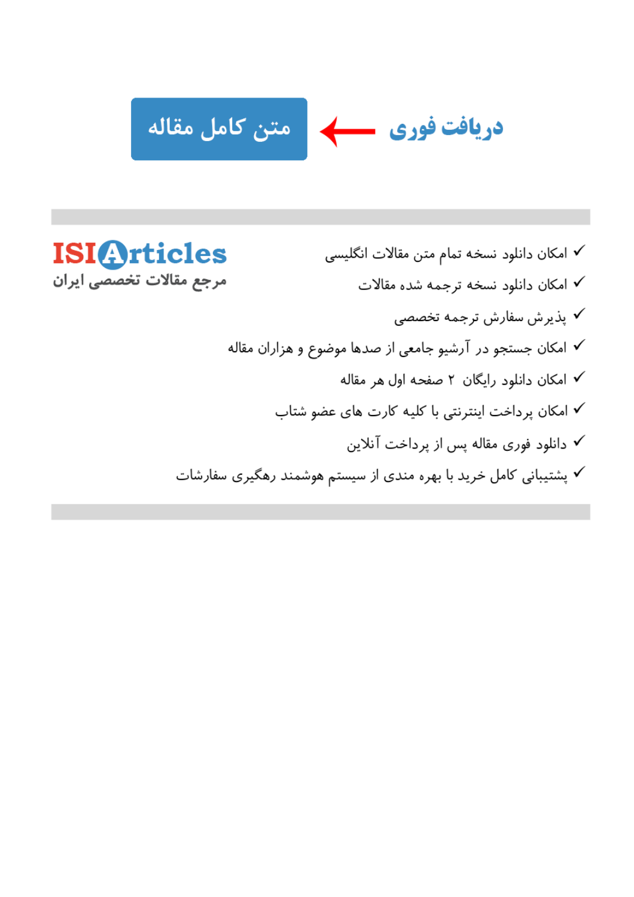دریافت فوری ← متن کامل مقاله

**ISIArticles**
مرجع مقالات تخصصی ایران

- ✓ امکان دانلود نسخه تمام متن مقالات انگلیسی
- ✓ امکان دانلود نسخه ترجمه شده مقالات
- ✓ پذیرش سفارش ترجمه تخصصی
- ✓ امکان جستجو در آرشیو جامعی از صدها موضوع و هزاران مقاله
- ✓ امکان دانلود رایگان ۲ صفحه اول هر مقاله
- ✓ امکان پرداخت اینترنتی با کلیه کارت های عضو شتاب
- ✓ دانلود فوری مقاله پس از پرداخت آنلاین
- ✓ پشتیبانی کامل خرید با بهره مندی از سیستم هوشمند رهگیری سفارشات